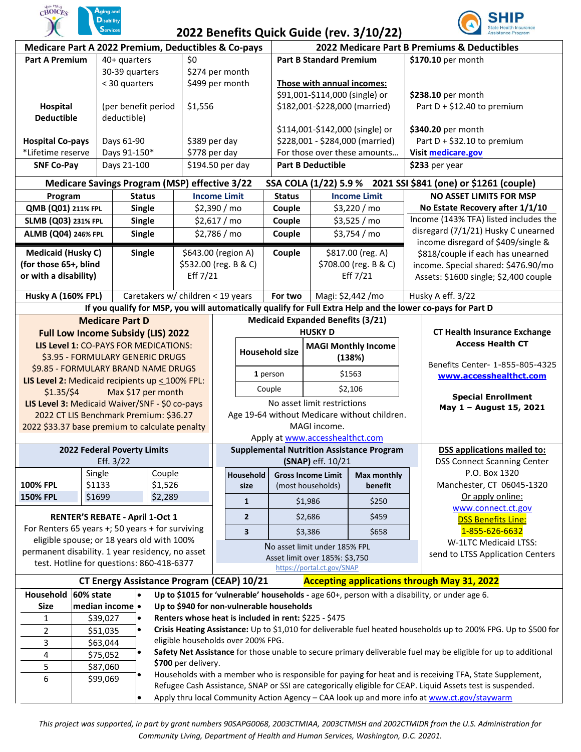# 2022 Benefits Quick Guide (rev. 3/10/22)

## Medicare Part A 2022 Premium, Deductibles & Co-pays

| | | |
|---|---|---|
| **Part A Premium** | 40+ quarters | $0 |
| | 30-39 quarters | $274 per month |
| | < 30 quarters | $499 per month |
| **Hospital Deductible** | (per benefit period deductible) | $1,556 |
| **Hospital Co-pays** | Days 61-90 | $389 per day |
| *Lifetime reserve | Days 91-150* | $778 per day |
| **SNF Co-Pay** | Days 21-100 | $194.50 per day |

## 2022 Medicare Part B Premiums & Deductibles

| | |
|---|---|
| **Part B Standard Premium** | **$170.10** per month |
| **Those with annual incomes:** $91,001-$114,000 (single) or $182,001-$228,000 (married) | **$238.10** per month Part D + $12.40 to premium |
| $114,001-$142,000 (single) or $228,001 - $284,000 (married) | **$340.20** per month Part D + $32.10 to premium |
| For those over these amounts… | **Visit** medicare.gov |
| **Part B Deductible** | **$233** per year |

## Medicare Savings Program (MSP) effective 3/22 — SSA COLA (1/22) 5.9 % — 2021 SSI $841 (one) or $1261 (couple)

| Program | Status | Income Limit | Status | Income Limit |
|---|---|---|---|---|
| **QMB (Q01)** 211% FPL | **Single** | $2,390 / mo | **Couple** | $3,220 / mo |
| **SLMB (Q03)** 231% FPL | **Single** | $2,617 / mo | **Couple** | $3,525 / mo |
| **ALMB (Q04)** 246% FPL | **Single** | $2,786 / mo | **Couple** | $3,754 / mo |
| **Medicaid (Husky C) (for those 65+, blind or with a disability)** | **Single** | $643.00 (region A) $532.00 (reg. B & C) Eff 7/21 | **Couple** | $817.00 (reg. A) $708.00 (reg. B & C) Eff 7/21 |
| **Husky A (160% FPL)** | Caretakers w/ children < 19 years | | **For two** | Magi: $2,442 /mo |

**NO ASSET LIMITS FOR MSP**
**No Estate Recovery after 1/1/10**
Income (143% TFA) listed includes the disregard (7/1/21) Husky C unearned income disregard of $409/single & $818/couple if each has unearned income. Special shared: $476.90/mo Assets: $1600 single; $2,400 couple

Husky A eff. 3/22

**If you qualify for MSP, you will automatically qualify for Full Extra Help and the lower co-pays for Part D**

## Medicare Part D

### Full Low Income Subsidy (LIS) 2022

**LIS Level 1:** CO-PAYS FOR MEDICATIONS:
$3.95 - FORMULARY GENERIC DRUGS
$9.85 - FORMULARY BRAND NAME DRUGS
**LIS Level 2:** Medicaid recipients up ≤ 100% FPL: $1.35/$4 Max $17 per month
**LIS Level 3:** Medicaid Waiver/SNF - $0 co-pays
2022 CT LIS Benchmark Premium: $36.27
2022 $33.37 base premium to calculate penalty

## Medicaid Expanded Benefits (3/21)

### HUSKY D

| Household size | MAGI Monthly Income (138%) |
|---|---|
| **1** person | $1563 |
| Couple | $2,106 |

No asset limit restrictions
Age 19-64 without Medicare without children.
MAGI income.
Apply at www.accesshealthct.com

## CT Health Insurance Exchange Access Health CT

Benefits Center- 1-855-805-4325
**www.accesshealthct.com**

**Special Enrollment**
**May 1 – August 15, 2021**

## 2022 Federal Poverty Limits

Eff. 3/22

| | Single | Couple |
|---|---|---|
| **100% FPL** | $1133 | $1,526 |
| **150% FPL** | $1699 | $2,289 |

## RENTER'S REBATE - April 1-Oct 1

For Renters 65 years +; 50 years + for surviving eligible spouse; or 18 years old with 100% permanent disability. 1 year residency, no asset test. Hotline for questions: 860-418-6377

## Supplemental Nutrition Assistance Program (SNAP) eff. 10/21

| Household size | Gross Income Limit (most households) | Max monthly benefit |
|---|---|---|
| **1** | $1,986 | $250 |
| **2** | $2,686 | $459 |
| **3** | $3,386 | $658 |

No asset limit under 185% FPL
Asset limit over 185%: $3,750
https://portal.ct.gov/SNAP

## DSS applications mailed to:

DSS Connect Scanning Center
P.O. Box 1320
Manchester, CT 06045-1320
Or apply online:
www.connect.ct.gov
DSS Benefits Line:
1-855-626-6632
W-1LTC Medicaid LTSS: send to LTSS Application Centers

## CT Energy Assistance Program (CEAP) 10/21 — Accepting applications through May 31, 2022

| Household Size | 60% state median income |
|---|---|
| 1 | $39,027 |
| 2 | $51,035 |
| 3 | $63,044 |
| 4 | $75,052 |
| 5 | $87,060 |
| 6 | $99,069 |

- **Up to $1015 for 'vulnerable' households -** age 60+, person with a disability, or under age 6.
- **Up to $940 for non-vulnerable households**
- **Renters whose heat is included in rent:** $225 - $475
- **Crisis Heating Assistance:** Up to $1,010 for deliverable fuel heated households up to 200% FPG. Up to $500 for eligible households over 200% FPG.
- **Safety Net Assistance** for those unable to secure primary deliverable fuel may be eligible for up to additional **$700** per delivery.
- Households with a member who is responsible for paying for heat and is receiving TFA, State Supplement, Refugee Cash Assistance, SNAP or SSI are categorically eligible for CEAP. Liquid Assets test is suspended.
- Apply thru local Community Action Agency – CAA look up and more info at www.ct.gov/staywarm

*This project was supported, in part by grant numbers 90SAPG0068, 2003CTMIAA, 2003CTMISH and 2002CTMIDR from the U.S. Administration for Community Living, Department of Health and Human Services, Washington, D.C. 20201.*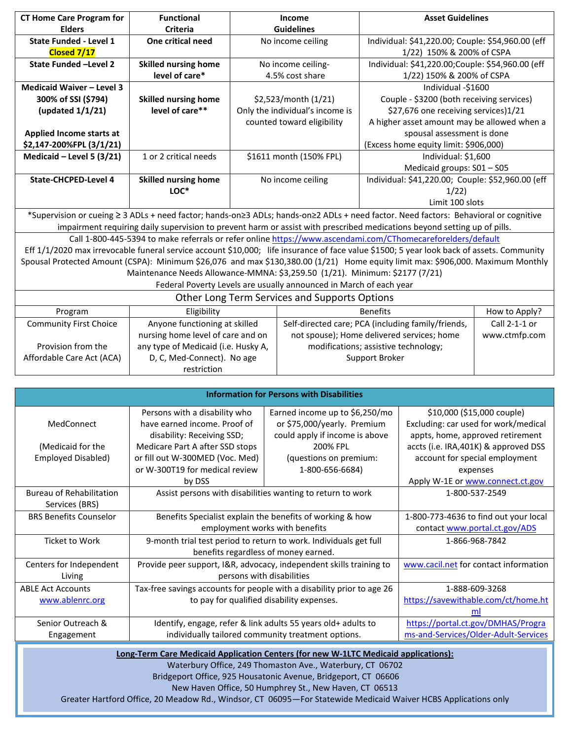| CT Home Care Program for Elders | Functional Criteria | Income Guidelines | Asset Guidelines |
|---|---|---|---|
| **State Funded - Level 1** **Closed 7/17** | **One critical need** | No income ceiling | Individual: $41,220.00; Couple: $54,960.00 (eff 1/22) 150% & 200% of CSPA |
| **State Funded –Level 2** | **Skilled nursing home level of care*** | No income ceiling- 4.5% cost share | Individual: $41,220.00;Couple: $54,960.00 (eff 1/22) 150% & 200% of CSPA |
| **Medicaid Waiver – Level 3** **300% of SSI ($794) (updated 1/1/21)** **Applied Income starts at $2,147-200%FPL (3/1/21)** | **Skilled nursing home level of care**** | $2,523/month (1/21) Only the individual's income is counted toward eligibility | Individual -$1600 Couple - $3200 (both receiving services) $27,676 one receiving services)1/21 A higher asset amount may be allowed when a spousal assessment is done (Excess home equity limit: $906,000) |
| **Medicaid – Level 5 (3/21)** | 1 or 2 critical needs | $1611 month (150% FPL) | Individual: $1,600 Medicaid groups: S01 – S05 |
| **State-CHCPED-Level 4** | **Skilled nursing home LOC*** | No income ceiling | Individual: $41,220.00; Couple: $52,960.00 (eff 1/22) Limit 100 slots |

*Supervision or cueing ≥ 3 ADLs + need factor; hands-on≥3 ADLs; hands-on≥2 ADLs + need factor. Need factors: Behavioral or cognitive impairment requiring daily supervision to prevent harm or assist with prescribed medications beyond setting up of pills.

Call 1-800-445-5394 to make referrals or refer online https://www.ascendami.com/CThomecareforelders/default

Eff 1/1/2020 max irrevocable funeral service account $10,000; life insurance of face value $1500; 5 year look back of assets. Community Spousal Protected Amount (CSPA): Minimum $26,076 and max $130,380.00 (1/21) Home equity limit max: $906,000. Maximum Monthly Maintenance Needs Allowance-MMNA: $3,259.50 (1/21). Minimum: $2177 (7/21)

Federal Poverty Levels are usually announced in March of each year

## Other Long Term Services and Supports Options

| Program | Eligibility | Benefits | How to Apply? |
|---|---|---|---|
| Community First Choice<br><br>Provision from the Affordable Care Act (ACA) | Anyone functioning at skilled nursing home level of care and on any type of Medicaid (i.e. Husky A, D, C, Med-Connect). No age restriction | Self-directed care; PCA (including family/friends, not spouse); Home delivered services; home modifications; assistive technology; Support Broker | Call 2-1-1 or www.ctmfp.com |

## Information for Persons with Disabilities

| | | | |
|---|---|---|---|
| MedConnect<br><br>(Medicaid for the Employed Disabled) | Persons with a disability who have earned income. Proof of disability: Receiving SSD; Medicare Part A after SSD stops or fill out W-300MED (Voc. Med) or W-300T19 for medical review by DSS | Earned income up to $6,250/mo or $75,000/yearly. Premium could apply if income is above 200% FPL (questions on premium: 1-800-656-6684) | $10,000 ($15,000 couple) Excluding: car used for work/medical appts, home, approved retirement accts (i.e. IRA,401K) & approved DSS account for special employment expenses Apply W-1E or www.connect.ct.gov |
| Bureau of Rehabilitation Services (BRS) | Assist persons with disabilities wanting to return to work | | 1-800-537-2549 |
| BRS Benefits Counselor | Benefits Specialist explain the benefits of working & how employment works with benefits | | 1-800-773-4636 to find out your local contact www.portal.ct.gov/ADS |
| Ticket to Work | 9-month trial test period to return to work. Individuals get full benefits regardless of money earned. | | 1-866-968-7842 |
| Centers for Independent Living | Provide peer support, I&R, advocacy, independent skills training to persons with disabilities | | www.cacil.net for contact information |
| ABLE Act Accounts www.ablenrc.org | Tax-free savings accounts for people with a disability prior to age 26 to pay for qualified disability expenses. | | 1-888-609-3268 https://savewithable.com/ct/home.html |
| Senior Outreach & Engagement | Identify, engage, refer & link adults 55 years old+ adults to individually tailored community treatment options. | | https://portal.ct.gov/DMHAS/Programs-and-Services/Older-Adult-Services |

**Long-Term Care Medicaid Application Centers (for new W-1LTC Medicaid applications):**

Waterbury Office, 249 Thomaston Ave., Waterbury, CT 06702
Bridgeport Office, 925 Housatonic Avenue, Bridgeport, CT 06606
New Haven Office, 50 Humphrey St., New Haven, CT 06513
Greater Hartford Office, 20 Meadow Rd., Windsor, CT 06095—For Statewide Medicaid Waiver HCBS Applications only